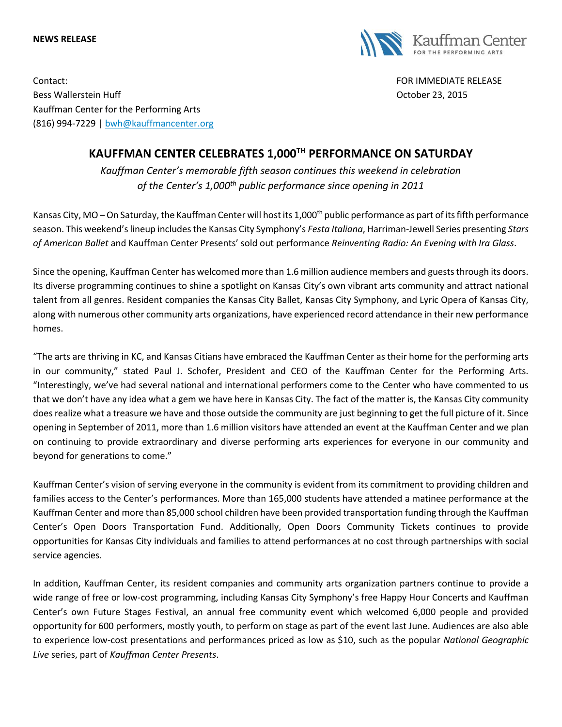**NEWS RELEASE**

Kauffman Center FOR THE PERFORMING ARTS

Contact:
Bess Wallerstein Huff
Kauffman Center for the Performing Arts
(816) 994-7229 | bwh@kauffmancenter.org

FOR IMMEDIATE RELEASE
October 23, 2015

# KAUFFMAN CENTER CELEBRATES 1,000TH PERFORMANCE ON SATURDAY

*Kauffman Center's memorable fifth season continues this weekend in celebration of the Center's 1,000th public performance since opening in 2011*

Kansas City, MO – On Saturday, the Kauffman Center will host its 1,000th public performance as part of its fifth performance season. This weekend's lineup includes the Kansas City Symphony's *Festa Italiana*, Harriman-Jewell Series presenting *Stars of American Ballet* and Kauffman Center Presents' sold out performance *Reinventing Radio: An Evening with Ira Glass*.

Since the opening, Kauffman Center has welcomed more than 1.6 million audience members and guests through its doors. Its diverse programming continues to shine a spotlight on Kansas City's own vibrant arts community and attract national talent from all genres. Resident companies the Kansas City Ballet, Kansas City Symphony, and Lyric Opera of Kansas City, along with numerous other community arts organizations, have experienced record attendance in their new performance homes.

"The arts are thriving in KC, and Kansas Citians have embraced the Kauffman Center as their home for the performing arts in our community," stated Paul J. Schofer, President and CEO of the Kauffman Center for the Performing Arts. "Interestingly, we've had several national and international performers come to the Center who have commented to us that we don't have any idea what a gem we have here in Kansas City. The fact of the matter is, the Kansas City community does realize what a treasure we have and those outside the community are just beginning to get the full picture of it. Since opening in September of 2011, more than 1.6 million visitors have attended an event at the Kauffman Center and we plan on continuing to provide extraordinary and diverse performing arts experiences for everyone in our community and beyond for generations to come."

Kauffman Center's vision of serving everyone in the community is evident from its commitment to providing children and families access to the Center's performances. More than 165,000 students have attended a matinee performance at the Kauffman Center and more than 85,000 school children have been provided transportation funding through the Kauffman Center's Open Doors Transportation Fund. Additionally, Open Doors Community Tickets continues to provide opportunities for Kansas City individuals and families to attend performances at no cost through partnerships with social service agencies.

In addition, Kauffman Center, its resident companies and community arts organization partners continue to provide a wide range of free or low-cost programming, including Kansas City Symphony's free Happy Hour Concerts and Kauffman Center's own Future Stages Festival, an annual free community event which welcomed 6,000 people and provided opportunity for 600 performers, mostly youth, to perform on stage as part of the event last June. Audiences are also able to experience low-cost presentations and performances priced as low as $10, such as the popular *National Geographic Live* series, part of *Kauffman Center Presents*.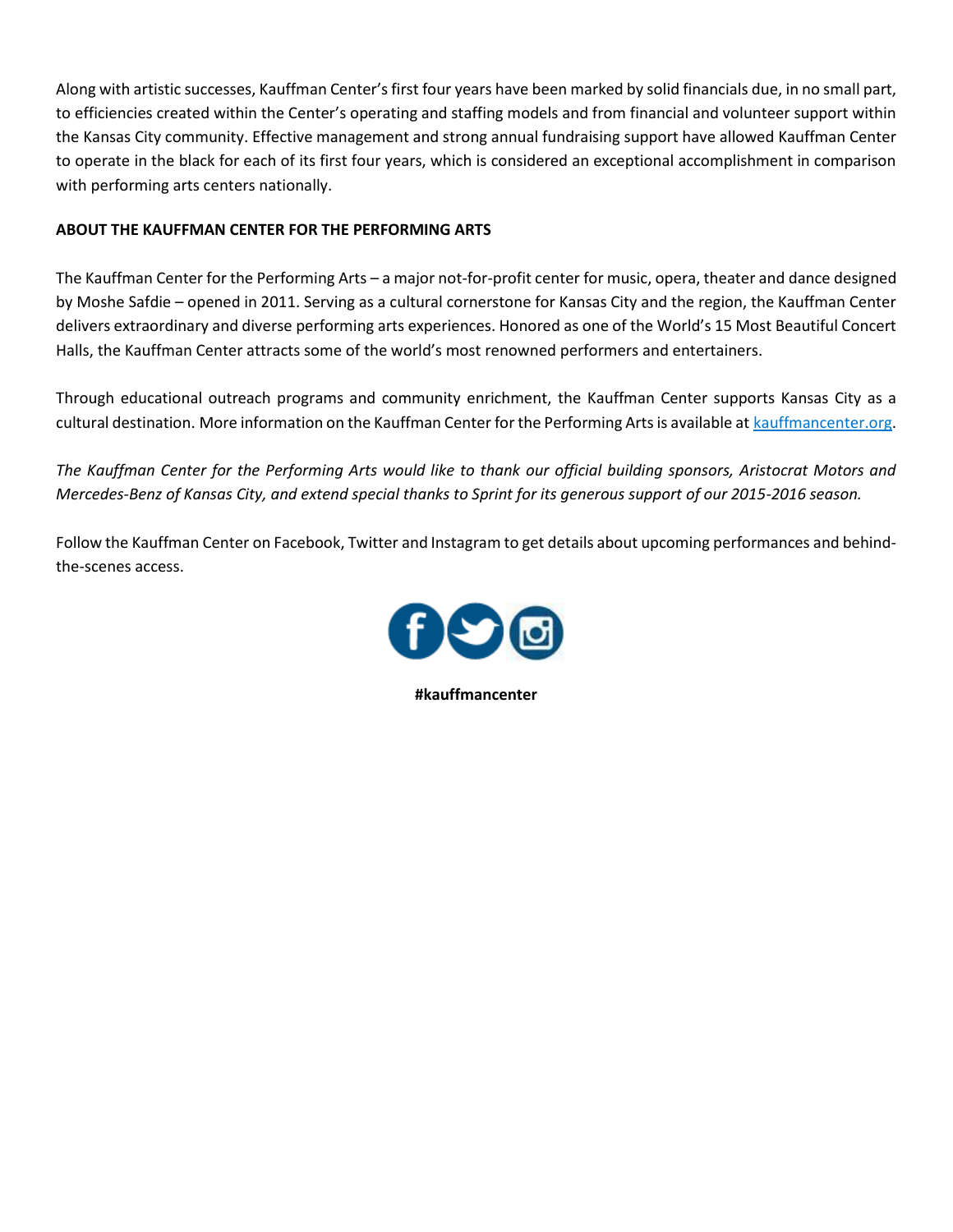Along with artistic successes, Kauffman Center's first four years have been marked by solid financials due, in no small part, to efficiencies created within the Center's operating and staffing models and from financial and volunteer support within the Kansas City community. Effective management and strong annual fundraising support have allowed Kauffman Center to operate in the black for each of its first four years, which is considered an exceptional accomplishment in comparison with performing arts centers nationally.

**ABOUT THE KAUFFMAN CENTER FOR THE PERFORMING ARTS**

The Kauffman Center for the Performing Arts – a major not-for-profit center for music, opera, theater and dance designed by Moshe Safdie – opened in 2011. Serving as a cultural cornerstone for Kansas City and the region, the Kauffman Center delivers extraordinary and diverse performing arts experiences. Honored as one of the World's 15 Most Beautiful Concert Halls, the Kauffman Center attracts some of the world's most renowned performers and entertainers.

Through educational outreach programs and community enrichment, the Kauffman Center supports Kansas City as a cultural destination. More information on the Kauffman Center for the Performing Arts is available at [kauffmancenter.org](kauffmancenter.org).

*The Kauffman Center for the Performing Arts would like to thank our official building sponsors, Aristocrat Motors and Mercedes-Benz of Kansas City, and extend special thanks to Sprint for its generous support of our 2015-2016 season.*

Follow the Kauffman Center on Facebook, Twitter and Instagram to get details about upcoming performances and behind-the-scenes access.

**#kauffmancenter**